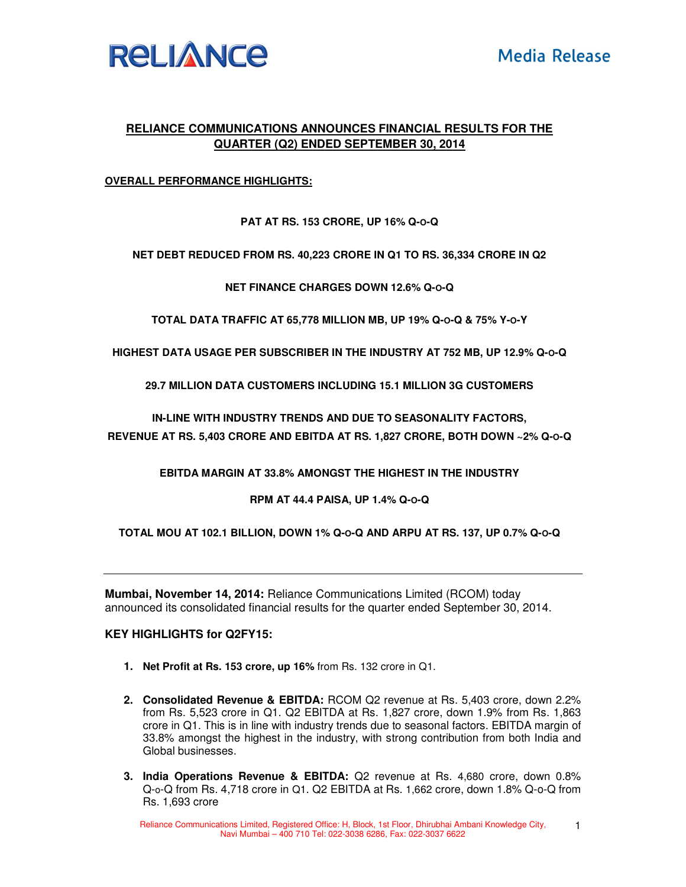# RELIANCE COMMUNICATIONS ANNOUNCES FINANCIAL RESULTS FOR THE QUARTER (Q2) ENDED SEPTEMBER 30, 2014

## OVERALL PERFORMANCE HIGHLIGHTS:

**PAT AT RS. 153 CRORE, UP 16% Q-O-Q**

**NET DEBT REDUCED FROM RS. 40,223 CRORE IN Q1 TO RS. 36,334 CRORE IN Q2**

**NET FINANCE CHARGES DOWN 12.6% Q-O-Q**

**TOTAL DATA TRAFFIC AT 65,778 MILLION MB, UP 19% Q-O-Q & 75% Y-O-Y**

**HIGHEST DATA USAGE PER SUBSCRIBER IN THE INDUSTRY AT 752 MB, UP 12.9% Q-O-Q**

**29.7 MILLION DATA CUSTOMERS INCLUDING 15.1 MILLION 3G CUSTOMERS**

**IN-LINE WITH INDUSTRY TRENDS AND DUE TO SEASONALITY FACTORS, REVENUE AT RS. 5,403 CRORE AND EBITDA AT RS. 1,827 CRORE, BOTH DOWN ~2% Q-O-Q**

**EBITDA MARGIN AT 33.8% AMONGST THE HIGHEST IN THE INDUSTRY**

**RPM AT 44.4 PAISA, UP 1.4% Q-O-Q**

**TOTAL MOU AT 102.1 BILLION, DOWN 1% Q-O-Q AND ARPU AT RS. 137, UP 0.7% Q-O-Q**

---

**Mumbai, November 14, 2014:** Reliance Communications Limited (RCOM) today announced its consolidated financial results for the quarter ended September 30, 2014.

### KEY HIGHLIGHTS for Q2FY15:

1. **Net Profit at Rs. 153 crore, up 16%** from Rs. 132 crore in Q1.

2. **Consolidated Revenue & EBITDA:** RCOM Q2 revenue at Rs. 5,403 crore, down 2.2% from Rs. 5,523 crore in Q1. Q2 EBITDA at Rs. 1,827 crore, down 1.9% from Rs. 1,863 crore in Q1. This is in line with industry trends due to seasonal factors. EBITDA margin of 33.8% amongst the highest in the industry, with strong contribution from both India and Global businesses.

3. **India Operations Revenue & EBITDA:** Q2 revenue at Rs. 4,680 crore, down 0.8% Q-o-Q from Rs. 4,718 crore in Q1. Q2 EBITDA at Rs. 1,662 crore, down 1.8% Q-o-Q from Rs. 1,693 crore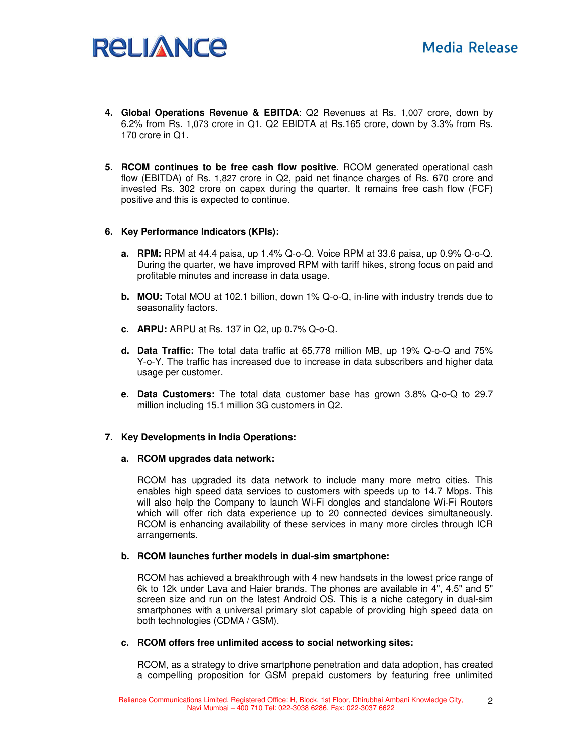4. **Global Operations Revenue & EBITDA**: Q2 Revenues at Rs. 1,007 crore, down by 6.2% from Rs. 1,073 crore in Q1. Q2 EBIDTA at Rs.165 crore, down by 3.3% from Rs. 170 crore in Q1.

5. **RCOM continues to be free cash flow positive**. RCOM generated operational cash flow (EBITDA) of Rs. 1,827 crore in Q2, paid net finance charges of Rs. 670 crore and invested Rs. 302 crore on capex during the quarter. It remains free cash flow (FCF) positive and this is expected to continue.

6. **Key Performance Indicators (KPIs):**

   a. **RPM:** RPM at 44.4 paisa, up 1.4% Q-o-Q. Voice RPM at 33.6 paisa, up 0.9% Q-o-Q. During the quarter, we have improved RPM with tariff hikes, strong focus on paid and profitable minutes and increase in data usage.

   b. **MOU:** Total MOU at 102.1 billion, down 1% Q-o-Q, in-line with industry trends due to seasonality factors.

   c. **ARPU:** ARPU at Rs. 137 in Q2, up 0.7% Q-o-Q.

   d. **Data Traffic:** The total data traffic at 65,778 million MB, up 19% Q-o-Q and 75% Y-o-Y. The traffic has increased due to increase in data subscribers and higher data usage per customer.

   e. **Data Customers:** The total data customer base has grown 3.8% Q-o-Q to 29.7 million including 15.1 million 3G customers in Q2.

7. **Key Developments in India Operations:**

   a. **RCOM upgrades data network:**

   RCOM has upgraded its data network to include many more metro cities. This enables high speed data services to customers with speeds up to 14.7 Mbps. This will also help the Company to launch Wi-Fi dongles and standalone Wi-Fi Routers which will offer rich data experience up to 20 connected devices simultaneously. RCOM is enhancing availability of these services in many more circles through ICR arrangements.

   b. **RCOM launches further models in dual-sim smartphone:**

   RCOM has achieved a breakthrough with 4 new handsets in the lowest price range of 6k to 12k under Lava and Haier brands. The phones are available in 4", 4.5" and 5" screen size and run on the latest Android OS. This is a niche category in dual-sim smartphones with a universal primary slot capable of providing high speed data on both technologies (CDMA / GSM).

   c. **RCOM offers free unlimited access to social networking sites:**

   RCOM, as a strategy to drive smartphone penetration and data adoption, has created a compelling proposition for GSM prepaid customers by featuring free unlimited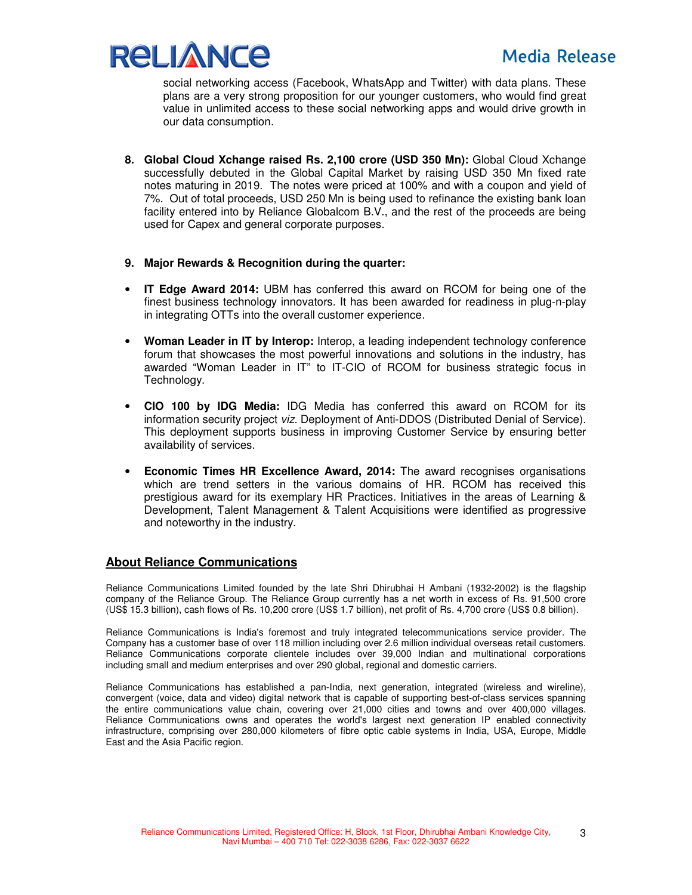social networking access (Facebook, WhatsApp and Twitter) with data plans. These plans are a very strong proposition for our younger customers, who would find great value in unlimited access to these social networking apps and would drive growth in our data consumption.

8. **Global Cloud Xchange raised Rs. 2,100 crore (USD 350 Mn):** Global Cloud Xchange successfully debuted in the Global Capital Market by raising USD 350 Mn fixed rate notes maturing in 2019. The notes were priced at 100% and with a coupon and yield of 7%. Out of total proceeds, USD 250 Mn is being used to refinance the existing bank loan facility entered into by Reliance Globalcom B.V., and the rest of the proceeds are being used for Capex and general corporate purposes.

9. **Major Rewards & Recognition during the quarter:**

- **IT Edge Award 2014:** UBM has conferred this award on RCOM for being one of the finest business technology innovators. It has been awarded for readiness in plug-n-play in integrating OTTs into the overall customer experience.

- **Woman Leader in IT by Interop:** Interop, a leading independent technology conference forum that showcases the most powerful innovations and solutions in the industry, has awarded "Woman Leader in IT" to IT-CIO of RCOM for business strategic focus in Technology.

- **CIO 100 by IDG Media:** IDG Media has conferred this award on RCOM for its information security project *viz*. Deployment of Anti-DDOS (Distributed Denial of Service). This deployment supports business in improving Customer Service by ensuring better availability of services.

- **Economic Times HR Excellence Award, 2014:** The award recognises organisations which are trend setters in the various domains of HR. RCOM has received this prestigious award for its exemplary HR Practices. Initiatives in the areas of Learning & Development, Talent Management & Talent Acquisitions were identified as progressive and noteworthy in the industry.

## About Reliance Communications

Reliance Communications Limited founded by the late Shri Dhirubhai H Ambani (1932-2002) is the flagship company of the Reliance Group. The Reliance Group currently has a net worth in excess of Rs. 91,500 crore (US$ 15.3 billion), cash flows of Rs. 10,200 crore (US$ 1.7 billion), net profit of Rs. 4,700 crore (US$ 0.8 billion).

Reliance Communications is India's foremost and truly integrated telecommunications service provider. The Company has a customer base of over 118 million including over 2.6 million individual overseas retail customers. Reliance Communications corporate clientele includes over 39,000 Indian and multinational corporations including small and medium enterprises and over 290 global, regional and domestic carriers.

Reliance Communications has established a pan-India, next generation, integrated (wireless and wireline), convergent (voice, data and video) digital network that is capable of supporting best-of-class services spanning the entire communications value chain, covering over 21,000 cities and towns and over 400,000 villages. Reliance Communications owns and operates the world's largest next generation IP enabled connectivity infrastructure, comprising over 280,000 kilometers of fibre optic cable systems in India, USA, Europe, Middle East and the Asia Pacific region.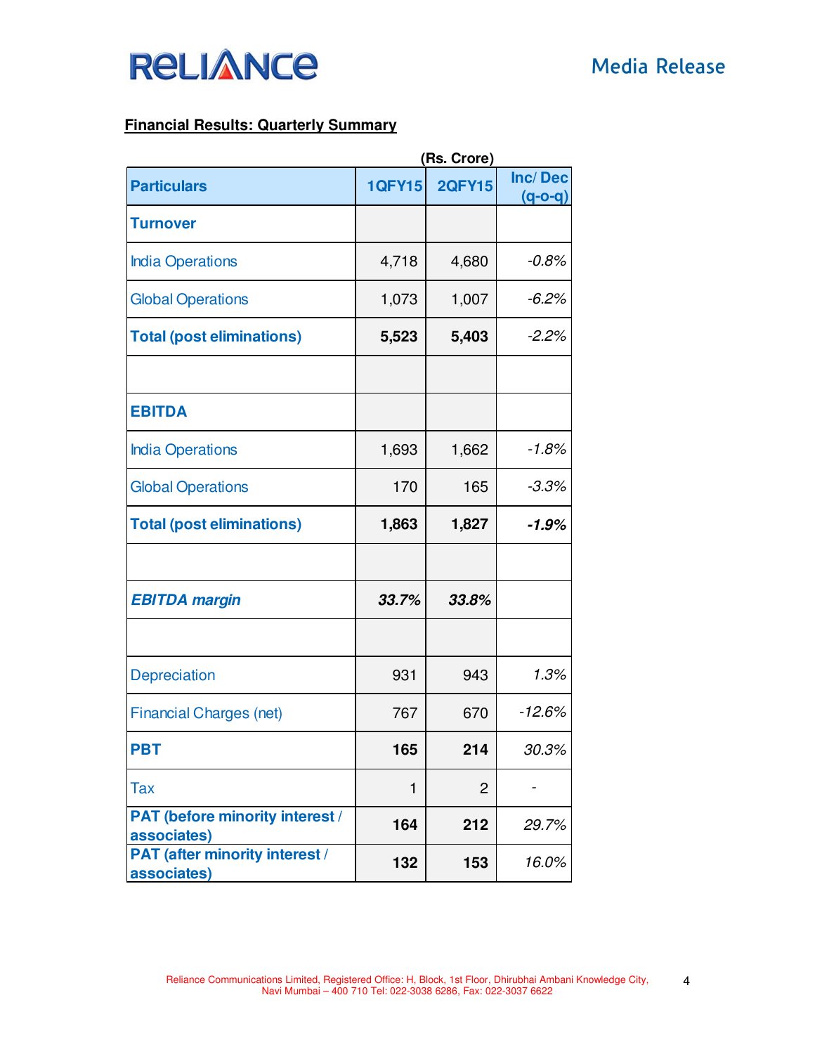## Financial Results: Quarterly Summary

(Rs. Crore)

| Particulars | 1QFY15 | 2QFY15 | Inc/ Dec (q-o-q) |
|---|---|---|---|
| **Turnover** | | | |
| India Operations | 4,718 | 4,680 | *-0.8%* |
| Global Operations | 1,073 | 1,007 | *-6.2%* |
| **Total (post eliminations)** | **5,523** | **5,403** | *-2.2%* |
| | | | |
| **EBITDA** | | | |
| India Operations | 1,693 | 1,662 | *-1.8%* |
| Global Operations | 170 | 165 | *-3.3%* |
| **Total (post eliminations)** | **1,863** | **1,827** | ***-1.9%*** |
| | | | |
| ***EBITDA margin*** | ***33.7%*** | ***33.8%*** | |
| | | | |
| Depreciation | 931 | 943 | *1.3%* |
| Financial Charges (net) | 767 | 670 | *-12.6%* |
| **PBT** | **165** | **214** | *30.3%* |
| Tax | 1 | 2 | - |
| **PAT (before minority interest / associates)** | **164** | **212** | *29.7%* |
| **PAT (after minority interest / associates)** | **132** | **153** | *16.0%* |

Reliance Communications Limited, Registered Office: H, Block, 1st Floor, Dhirubhai Ambani Knowledge City, Navi Mumbai – 400 710 Tel: 022-3038 6286, Fax: 022-3037 6622